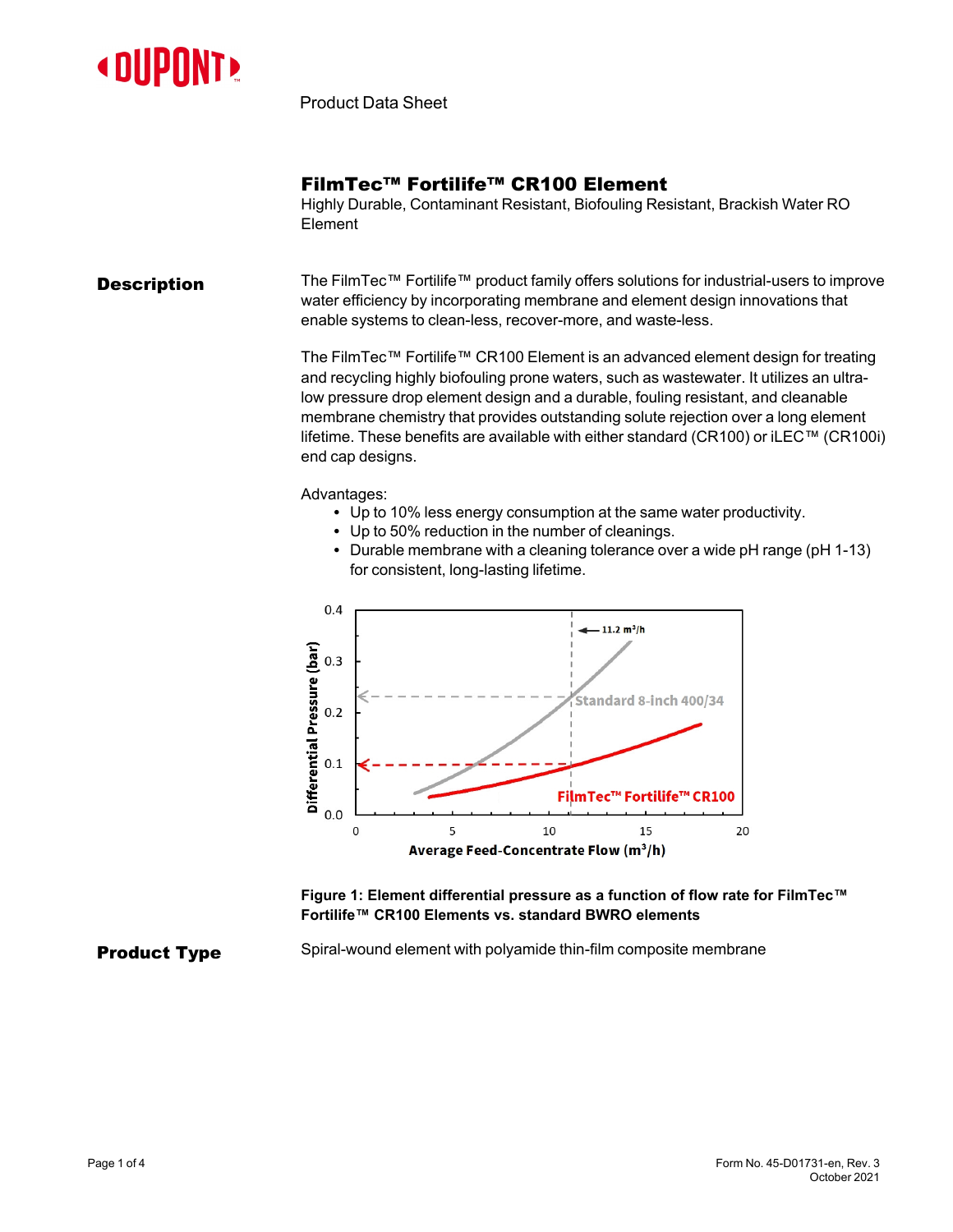Product Data Sheet

# FilmTec™ Fortilife™ CR100 Element

Highly Durable, Contaminant Resistant, Biofouling Resistant, Brackish Water RO Element

## Description

The FilmTec™ Fortilife™ product family offers solutions for industrial-users to improve water efficiency by incorporating membrane and element design innovations that enable systems to clean-less, recover-more, and waste-less.

The FilmTec™ Fortilife™ CR100 Element is an advanced element design for treating and recycling highly biofouling prone waters, such as wastewater. It utilizes an ultra-low pressure drop element design and a durable, fouling resistant, and cleanable membrane chemistry that provides outstanding solute rejection over a long element lifetime. These benefits are available with either standard (CR100) or iLEC™ (CR100i) end cap designs.

Advantages:

- Up to 10% less energy consumption at the same water productivity.
- Up to 50% reduction in the number of cleanings.
- Durable membrane with a cleaning tolerance over a wide pH range (pH 1-13) for consistent, long-lasting lifetime.

**Figure 1: Element differential pressure as a function of flow rate for FilmTec™ Fortilife™ CR100 Elements vs. standard BWRO elements**

## Product Type

Spiral-wound element with polyamide thin-film composite membrane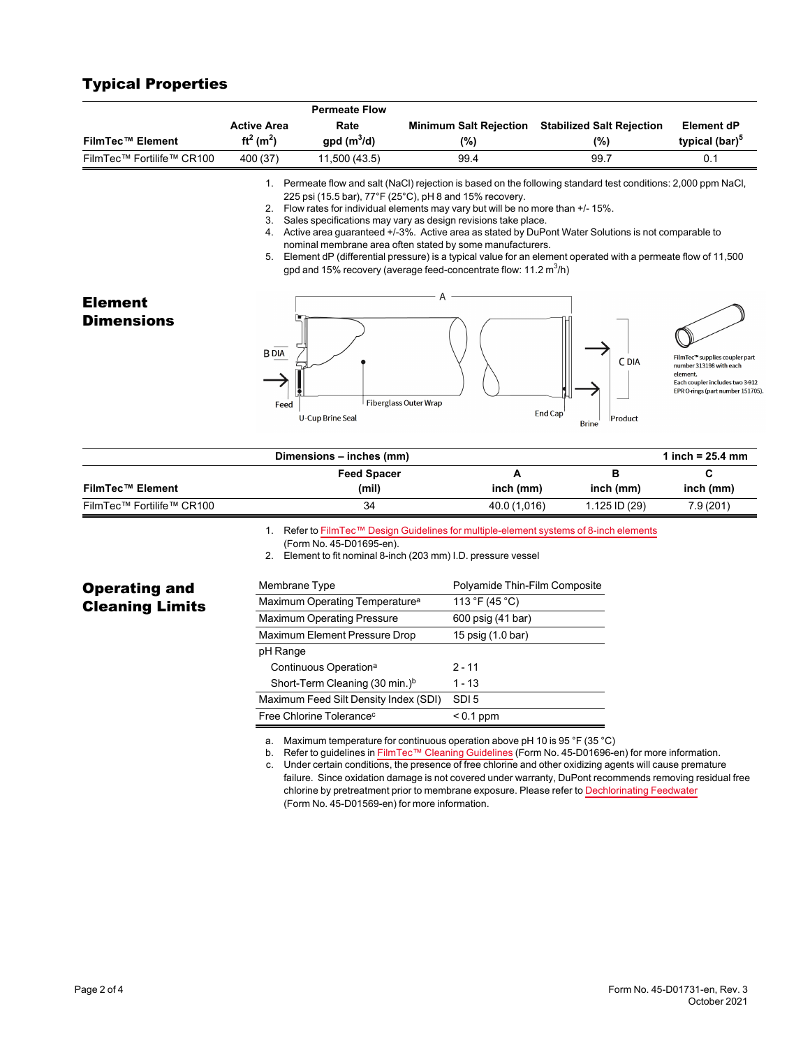## Typical Properties

| FilmTec™ Element | Active Area $ft^2$ ($m^2$) | Permeate Flow Rate gpd ($m^3$/d) | Minimum Salt Rejection (%) | Stabilized Salt Rejection (%) | Element dP typical (bar)[5] |
|---|---|---|---|---|---|
| FilmTec™ Fortilife™ CR100 | 400 (37) | 11,500 (43.5) | 99.4 | 99.7 | 0.1 |

1. Permeate flow and salt (NaCl) rejection is based on the following standard test conditions: 2,000 ppm NaCl, 225 psi (15.5 bar), 77°F (25°C), pH 8 and 15% recovery.
2. Flow rates for individual elements may vary but will be no more than +/- 15%.
3. Sales specifications may vary as design revisions take place.
4. Active area guaranteed +/-3%. Active area as stated by DuPont Water Solutions is not comparable to nominal membrane area often stated by some manufacturers.
5. Element dP (differential pressure) is a typical value for an element operated with a permeate flow of 11,500 gpd and 15% recovery (average feed-concentrate flow: 11.2 $m^3$/h)

## Element Dimensions

A, B DIA, C DIA, Feed, U-Cup Brine Seal, Fiberglass Outer Wrap, End Cap, Brine, Product

FilmTec™ supplies coupler part number 313198 with each element. Each coupler includes two 3-912 EPR O-rings (part number 151705).

| FilmTec™ Element | Feed Spacer (mil) | A inch (mm) | B inch (mm) | C inch (mm) |
|---|---|---|---|---|
| FilmTec™ Fortilife™ CR100 | 34 | 40.0 (1,016) | 1.125 ID (29) | 7.9 (201) |

Dimensions – inches (mm); 1 inch = 25.4 mm

1. Refer to FilmTec™ Design Guidelines for multiple-element systems of 8-inch elements (Form No. 45-D01695-en).
2. Element to fit nominal 8-inch (203 mm) I.D. pressure vessel

## Operating and Cleaning Limits

| Membrane Type | Polyamide Thin-Film Composite |
|---|---|
| Maximum Operating Temperature[a] | 113 °F (45 °C) |
| Maximum Operating Pressure | 600 psig (41 bar) |
| Maximum Element Pressure Drop | 15 psig (1.0 bar) |
| pH Range | |
| Continuous Operation[a] | 2 - 11 |
| Short-Term Cleaning (30 min.)[b] | 1 - 13 |
| Maximum Feed Silt Density Index (SDI) | SDI 5 |
| Free Chlorine Tolerance[c] | < 0.1 ppm |

a. Maximum temperature for continuous operation above pH 10 is 95 °F (35 °C)
b. Refer to guidelines in FilmTec™ Cleaning Guidelines (Form No. 45-D01696-en) for more information.
c. Under certain conditions, the presence of free chlorine and other oxidizing agents will cause premature failure. Since oxidation damage is not covered under warranty, DuPont recommends removing residual free chlorine by pretreatment prior to membrane exposure. Please refer to Dechlorinating Feedwater (Form No. 45-D01569-en) for more information.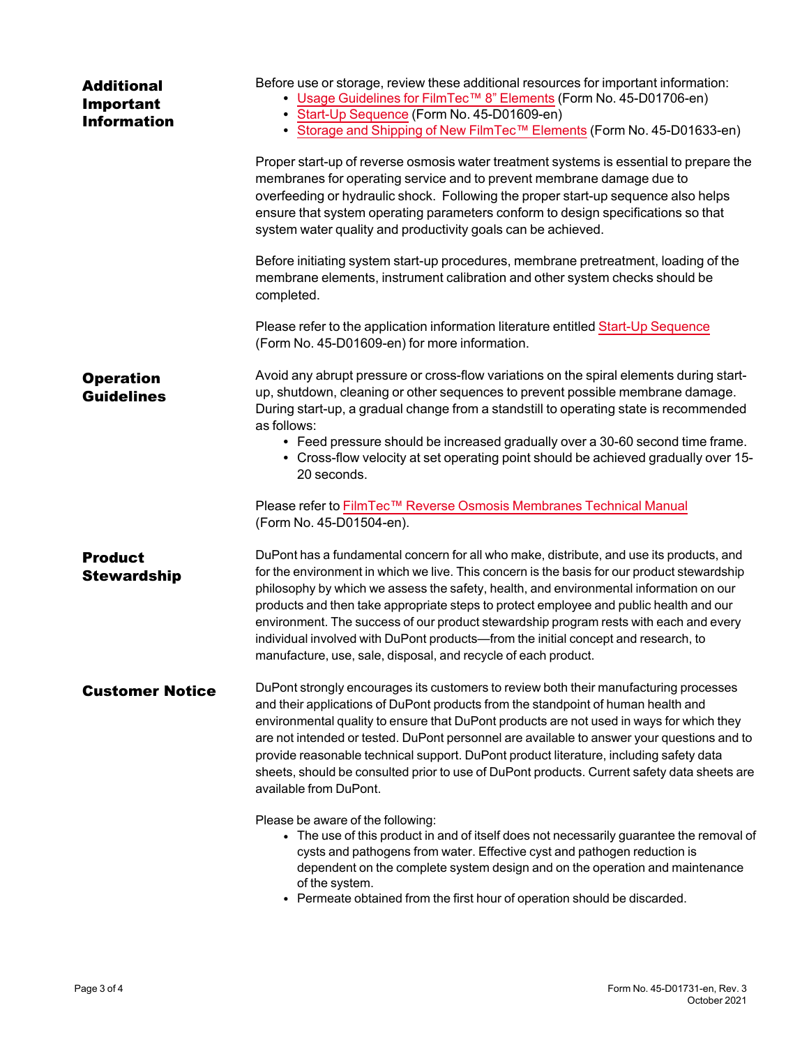## Additional Important Information

Before use or storage, review these additional resources for important information:

- Usage Guidelines for FilmTec™ 8" Elements (Form No. 45-D01706-en)
- Start-Up Sequence (Form No. 45-D01609-en)
- Storage and Shipping of New FilmTec™ Elements (Form No. 45-D01633-en)

Proper start-up of reverse osmosis water treatment systems is essential to prepare the membranes for operating service and to prevent membrane damage due to overfeeding or hydraulic shock. Following the proper start-up sequence also helps ensure that system operating parameters conform to design specifications so that system water quality and productivity goals can be achieved.

Before initiating system start-up procedures, membrane pretreatment, loading of the membrane elements, instrument calibration and other system checks should be completed.

Please refer to the application information literature entitled Start-Up Sequence (Form No. 45-D01609-en) for more information.

## Operation Guidelines

Avoid any abrupt pressure or cross-flow variations on the spiral elements during start-up, shutdown, cleaning or other sequences to prevent possible membrane damage. During start-up, a gradual change from a standstill to operating state is recommended as follows:

- Feed pressure should be increased gradually over a 30-60 second time frame.
- Cross-flow velocity at set operating point should be achieved gradually over 15-20 seconds.

Please refer to FilmTec™ Reverse Osmosis Membranes Technical Manual (Form No. 45-D01504-en).

## Product Stewardship

DuPont has a fundamental concern for all who make, distribute, and use its products, and for the environment in which we live. This concern is the basis for our product stewardship philosophy by which we assess the safety, health, and environmental information on our products and then take appropriate steps to protect employee and public health and our environment. The success of our product stewardship program rests with each and every individual involved with DuPont products—from the initial concept and research, to manufacture, use, sale, disposal, and recycle of each product.

## Customer Notice

DuPont strongly encourages its customers to review both their manufacturing processes and their applications of DuPont products from the standpoint of human health and environmental quality to ensure that DuPont products are not used in ways for which they are not intended or tested. DuPont personnel are available to answer your questions and to provide reasonable technical support. DuPont product literature, including safety data sheets, should be consulted prior to use of DuPont products. Current safety data sheets are available from DuPont.

Please be aware of the following:

- The use of this product in and of itself does not necessarily guarantee the removal of cysts and pathogens from water. Effective cyst and pathogen reduction is dependent on the complete system design and on the operation and maintenance of the system.
- Permeate obtained from the first hour of operation should be discarded.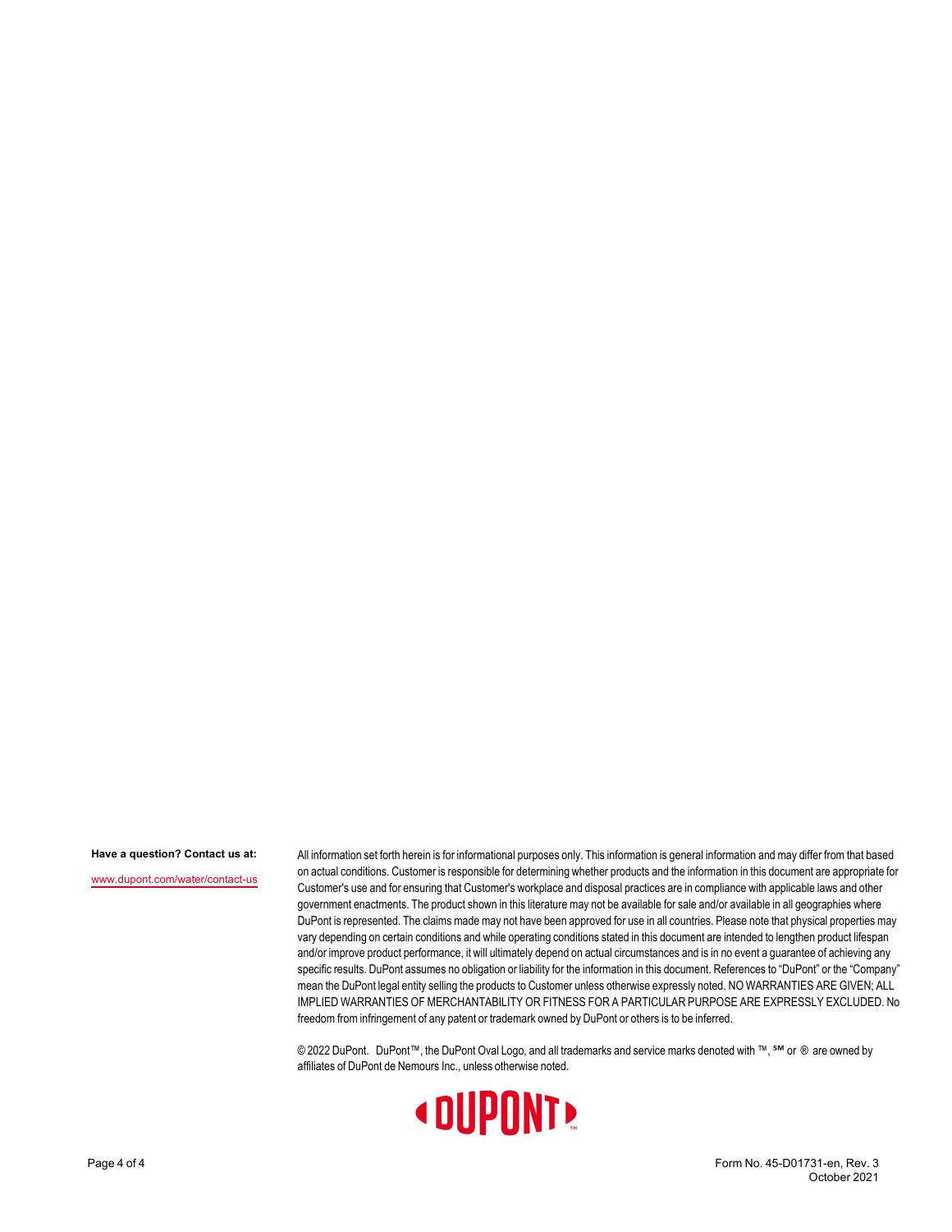**Have a question? Contact us at:**

www.dupont.com/water/contact-us

All information set forth herein is for informational purposes only. This information is general information and may differ from that based on actual conditions. Customer is responsible for determining whether products and the information in this document are appropriate for Customer's use and for ensuring that Customer's workplace and disposal practices are in compliance with applicable laws and other government enactments. The product shown in this literature may not be available for sale and/or available in all geographies where DuPont is represented. The claims made may not have been approved for use in all countries. Please note that physical properties may vary depending on certain conditions and while operating conditions stated in this document are intended to lengthen product lifespan and/or improve product performance, it will ultimately depend on actual circumstances and is in no event a guarantee of achieving any specific results. DuPont assumes no obligation or liability for the information in this document. References to "DuPont" or the "Company" mean the DuPont legal entity selling the products to Customer unless otherwise expressly noted. NO WARRANTIES ARE GIVEN; ALL IMPLIED WARRANTIES OF MERCHANTABILITY OR FITNESS FOR A PARTICULAR PURPOSE ARE EXPRESSLY EXCLUDED. No freedom from infringement of any patent or trademark owned by DuPont or others is to be inferred.

© 2022 DuPont. DuPont™, the DuPont Oval Logo, and all trademarks and service marks denoted with ™, ℠ or ® are owned by affiliates of DuPont de Nemours Inc., unless otherwise noted.

Form No. 45-D01731-en, Rev. 3
October 2021